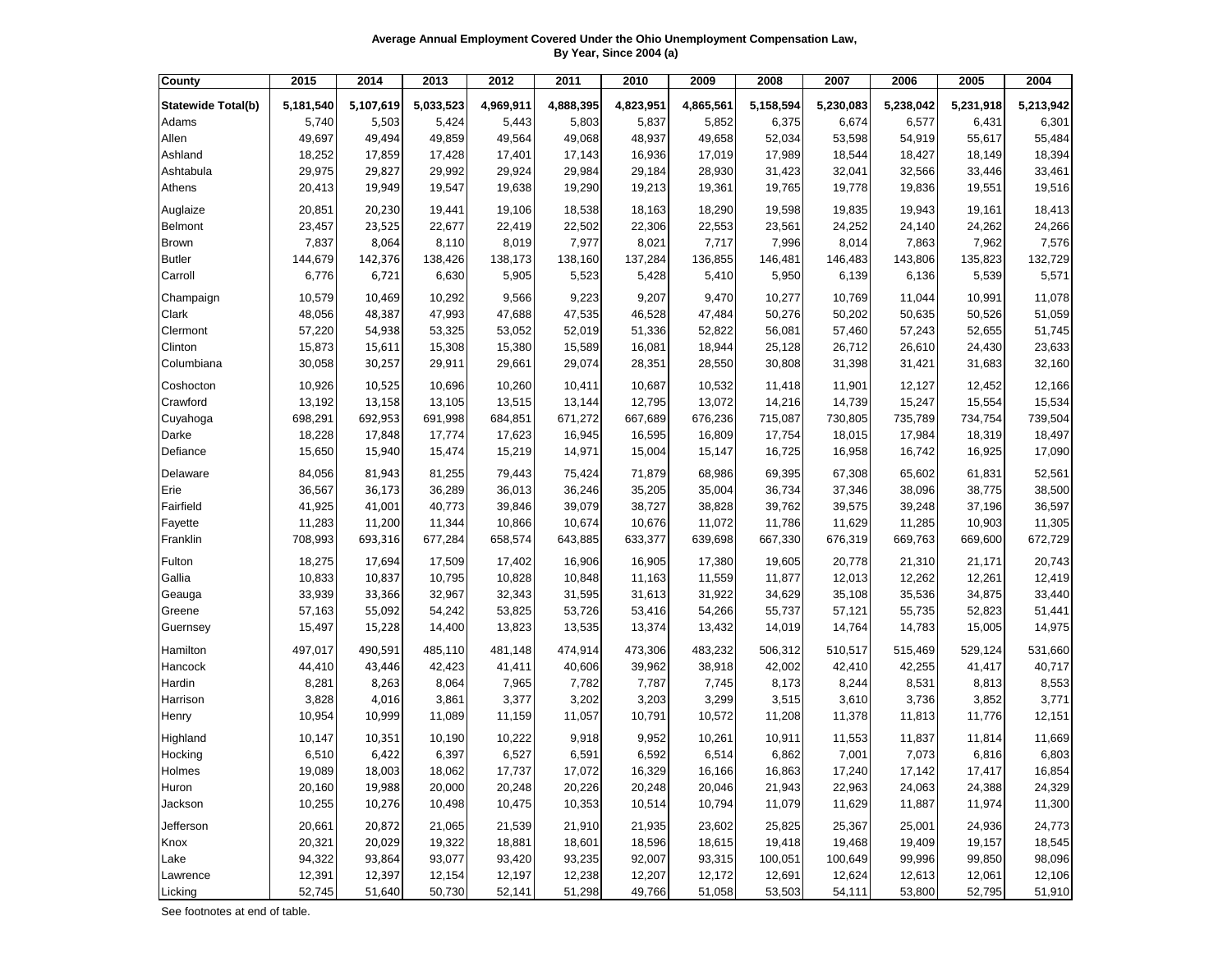**Average Annual Employment Covered Under the Ohio Unemployment Compensation Law, By Year, Since 2004 (a)**

| County | 2015 | 2014 | 2013 | 2012 | 2011 | 2010 | 2009 | 2008 | 2007 | 2006 | 2005 | 2004 |
|---|---|---|---|---|---|---|---|---|---|---|---|---|
| **Statewide Total(b)** | **5,181,540** | **5,107,619** | **5,033,523** | **4,969,911** | **4,888,395** | **4,823,951** | **4,865,561** | **5,158,594** | **5,230,083** | **5,238,042** | **5,231,918** | **5,213,942** |
| Adams | 5,740 | 5,503 | 5,424 | 5,443 | 5,803 | 5,837 | 5,852 | 6,375 | 6,674 | 6,577 | 6,431 | 6,301 |
| Allen | 49,697 | 49,494 | 49,859 | 49,564 | 49,068 | 48,937 | 49,658 | 52,034 | 53,598 | 54,919 | 55,617 | 55,484 |
| Ashland | 18,252 | 17,859 | 17,428 | 17,401 | 17,143 | 16,936 | 17,019 | 17,989 | 18,544 | 18,427 | 18,149 | 18,394 |
| Ashtabula | 29,975 | 29,827 | 29,992 | 29,924 | 29,984 | 29,184 | 28,930 | 31,423 | 32,041 | 32,566 | 33,446 | 33,461 |
| Athens | 20,413 | 19,949 | 19,547 | 19,638 | 19,290 | 19,213 | 19,361 | 19,765 | 19,778 | 19,836 | 19,551 | 19,516 |
| Auglaize | 20,851 | 20,230 | 19,441 | 19,106 | 18,538 | 18,163 | 18,290 | 19,598 | 19,835 | 19,943 | 19,161 | 18,413 |
| Belmont | 23,457 | 23,525 | 22,677 | 22,419 | 22,502 | 22,306 | 22,553 | 23,561 | 24,252 | 24,140 | 24,262 | 24,266 |
| Brown | 7,837 | 8,064 | 8,110 | 8,019 | 7,977 | 8,021 | 7,717 | 7,996 | 8,014 | 7,863 | 7,962 | 7,576 |
| Butler | 144,679 | 142,376 | 138,426 | 138,173 | 138,160 | 137,284 | 136,855 | 146,481 | 146,483 | 143,806 | 135,823 | 132,729 |
| Carroll | 6,776 | 6,721 | 6,630 | 5,905 | 5,523 | 5,428 | 5,410 | 5,950 | 6,139 | 6,136 | 5,539 | 5,571 |
| Champaign | 10,579 | 10,469 | 10,292 | 9,566 | 9,223 | 9,207 | 9,470 | 10,277 | 10,769 | 11,044 | 10,991 | 11,078 |
| Clark | 48,056 | 48,387 | 47,993 | 47,688 | 47,535 | 46,528 | 47,484 | 50,276 | 50,202 | 50,635 | 50,526 | 51,059 |
| Clermont | 57,220 | 54,938 | 53,325 | 53,052 | 52,019 | 51,336 | 52,822 | 56,081 | 57,460 | 57,243 | 52,655 | 51,745 |
| Clinton | 15,873 | 15,611 | 15,308 | 15,380 | 15,589 | 16,081 | 18,944 | 25,128 | 26,712 | 26,610 | 24,430 | 23,633 |
| Columbiana | 30,058 | 30,257 | 29,911 | 29,661 | 29,074 | 28,351 | 28,550 | 30,808 | 31,398 | 31,421 | 31,683 | 32,160 |
| Coshocton | 10,926 | 10,525 | 10,696 | 10,260 | 10,411 | 10,687 | 10,532 | 11,418 | 11,901 | 12,127 | 12,452 | 12,166 |
| Crawford | 13,192 | 13,158 | 13,105 | 13,515 | 13,144 | 12,795 | 13,072 | 14,216 | 14,739 | 15,247 | 15,554 | 15,534 |
| Cuyahoga | 698,291 | 692,953 | 691,998 | 684,851 | 671,272 | 667,689 | 676,236 | 715,087 | 730,805 | 735,789 | 734,754 | 739,504 |
| Darke | 18,228 | 17,848 | 17,774 | 17,623 | 16,945 | 16,595 | 16,809 | 17,754 | 18,015 | 17,984 | 18,319 | 18,497 |
| Defiance | 15,650 | 15,940 | 15,474 | 15,219 | 14,971 | 15,004 | 15,147 | 16,725 | 16,958 | 16,742 | 16,925 | 17,090 |
| Delaware | 84,056 | 81,943 | 81,255 | 79,443 | 75,424 | 71,879 | 68,986 | 69,395 | 67,308 | 65,602 | 61,831 | 52,561 |
| Erie | 36,567 | 36,173 | 36,289 | 36,013 | 36,246 | 35,205 | 35,004 | 36,734 | 37,346 | 38,096 | 38,775 | 38,500 |
| Fairfield | 41,925 | 41,001 | 40,773 | 39,846 | 39,079 | 38,727 | 38,828 | 39,762 | 39,575 | 39,248 | 37,196 | 36,597 |
| Fayette | 11,283 | 11,200 | 11,344 | 10,866 | 10,674 | 10,676 | 11,072 | 11,786 | 11,629 | 11,285 | 10,903 | 11,305 |
| Franklin | 708,993 | 693,316 | 677,284 | 658,574 | 643,885 | 633,377 | 639,698 | 667,330 | 676,319 | 669,763 | 669,600 | 672,729 |
| Fulton | 18,275 | 17,694 | 17,509 | 17,402 | 16,906 | 16,905 | 17,380 | 19,605 | 20,778 | 21,310 | 21,171 | 20,743 |
| Gallia | 10,833 | 10,837 | 10,795 | 10,828 | 10,848 | 11,163 | 11,559 | 11,877 | 12,013 | 12,262 | 12,261 | 12,419 |
| Geauga | 33,939 | 33,366 | 32,967 | 32,343 | 31,595 | 31,613 | 31,922 | 34,629 | 35,108 | 35,536 | 34,875 | 33,440 |
| Greene | 57,163 | 55,092 | 54,242 | 53,825 | 53,726 | 53,416 | 54,266 | 55,737 | 57,121 | 55,735 | 52,823 | 51,441 |
| Guernsey | 15,497 | 15,228 | 14,400 | 13,823 | 13,535 | 13,374 | 13,432 | 14,019 | 14,764 | 14,783 | 15,005 | 14,975 |
| Hamilton | 497,017 | 490,591 | 485,110 | 481,148 | 474,914 | 473,306 | 483,232 | 506,312 | 510,517 | 515,469 | 529,124 | 531,660 |
| Hancock | 44,410 | 43,446 | 42,423 | 41,411 | 40,606 | 39,962 | 38,918 | 42,002 | 42,410 | 42,255 | 41,417 | 40,717 |
| Hardin | 8,281 | 8,263 | 8,064 | 7,965 | 7,782 | 7,787 | 7,745 | 8,173 | 8,244 | 8,531 | 8,813 | 8,553 |
| Harrison | 3,828 | 4,016 | 3,861 | 3,377 | 3,202 | 3,203 | 3,299 | 3,515 | 3,610 | 3,736 | 3,852 | 3,771 |
| Henry | 10,954 | 10,999 | 11,089 | 11,159 | 11,057 | 10,791 | 10,572 | 11,208 | 11,378 | 11,813 | 11,776 | 12,151 |
| Highland | 10,147 | 10,351 | 10,190 | 10,222 | 9,918 | 9,952 | 10,261 | 10,911 | 11,553 | 11,837 | 11,814 | 11,669 |
| Hocking | 6,510 | 6,422 | 6,397 | 6,527 | 6,591 | 6,592 | 6,514 | 6,862 | 7,001 | 7,073 | 6,816 | 6,803 |
| Holmes | 19,089 | 18,003 | 18,062 | 17,737 | 17,072 | 16,329 | 16,166 | 16,863 | 17,240 | 17,142 | 17,417 | 16,854 |
| Huron | 20,160 | 19,988 | 20,000 | 20,248 | 20,226 | 20,248 | 20,046 | 21,943 | 22,963 | 24,063 | 24,388 | 24,329 |
| Jackson | 10,255 | 10,276 | 10,498 | 10,475 | 10,353 | 10,514 | 10,794 | 11,079 | 11,629 | 11,887 | 11,974 | 11,300 |
| Jefferson | 20,661 | 20,872 | 21,065 | 21,539 | 21,910 | 21,935 | 23,602 | 25,825 | 25,367 | 25,001 | 24,936 | 24,773 |
| Knox | 20,321 | 20,029 | 19,322 | 18,881 | 18,601 | 18,596 | 18,615 | 19,418 | 19,468 | 19,409 | 19,157 | 18,545 |
| Lake | 94,322 | 93,864 | 93,077 | 93,420 | 93,235 | 92,007 | 93,315 | 100,051 | 100,649 | 99,996 | 99,850 | 98,096 |
| Lawrence | 12,391 | 12,397 | 12,154 | 12,197 | 12,238 | 12,207 | 12,172 | 12,691 | 12,624 | 12,613 | 12,061 | 12,106 |
| Licking | 52,745 | 51,640 | 50,730 | 52,141 | 51,298 | 49,766 | 51,058 | 53,503 | 54,111 | 53,800 | 52,795 | 51,910 |

See footnotes at end of table.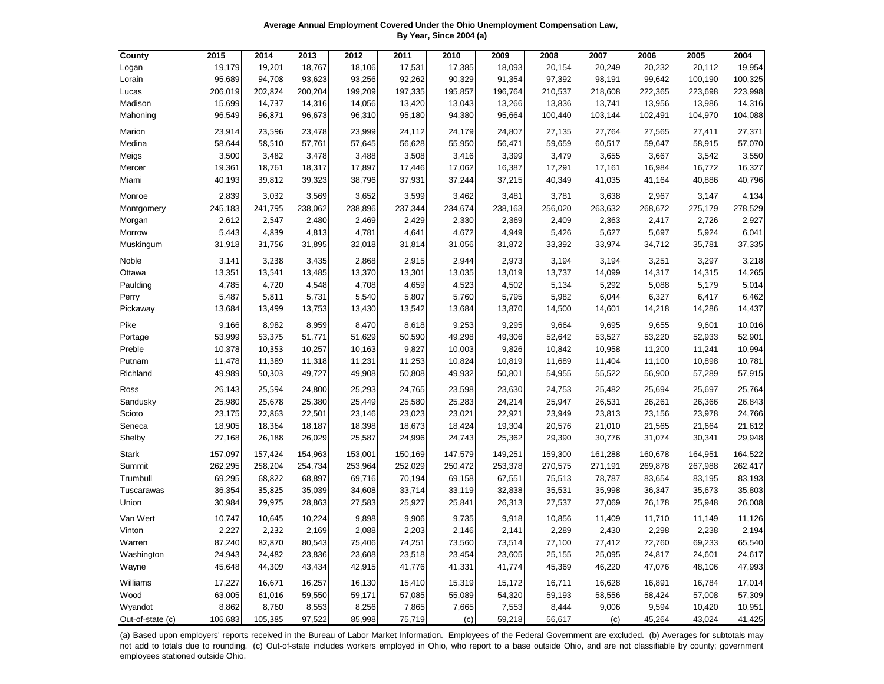**Average Annual Employment Covered Under the Ohio Unemployment Compensation Law, By Year, Since 2004 (a)**

| County | 2015 | 2014 | 2013 | 2012 | 2011 | 2010 | 2009 | 2008 | 2007 | 2006 | 2005 | 2004 |
|---|---|---|---|---|---|---|---|---|---|---|---|---|
| Logan | 19,179 | 19,201 | 18,767 | 18,106 | 17,531 | 17,385 | 18,093 | 20,154 | 20,249 | 20,232 | 20,112 | 19,954 |
| Lorain | 95,689 | 94,708 | 93,623 | 93,256 | 92,262 | 90,329 | 91,354 | 97,392 | 98,191 | 99,642 | 100,190 | 100,325 |
| Lucas | 206,019 | 202,824 | 200,204 | 199,209 | 197,335 | 195,857 | 196,764 | 210,537 | 218,608 | 222,365 | 223,698 | 223,998 |
| Madison | 15,699 | 14,737 | 14,316 | 14,056 | 13,420 | 13,043 | 13,266 | 13,836 | 13,741 | 13,956 | 13,986 | 14,316 |
| Mahoning | 96,549 | 96,871 | 96,673 | 96,310 | 95,180 | 94,380 | 95,664 | 100,440 | 103,144 | 102,491 | 104,970 | 104,088 |
| Marion | 23,914 | 23,596 | 23,478 | 23,999 | 24,112 | 24,179 | 24,807 | 27,135 | 27,764 | 27,565 | 27,411 | 27,371 |
| Medina | 58,644 | 58,510 | 57,761 | 57,645 | 56,628 | 55,950 | 56,471 | 59,659 | 60,517 | 59,647 | 58,915 | 57,070 |
| Meigs | 3,500 | 3,482 | 3,478 | 3,488 | 3,508 | 3,416 | 3,399 | 3,479 | 3,655 | 3,667 | 3,542 | 3,550 |
| Mercer | 19,361 | 18,761 | 18,317 | 17,897 | 17,446 | 17,062 | 16,387 | 17,291 | 17,161 | 16,984 | 16,772 | 16,327 |
| Miami | 40,193 | 39,812 | 39,323 | 38,796 | 37,931 | 37,244 | 37,215 | 40,349 | 41,035 | 41,164 | 40,886 | 40,796 |
| Monroe | 2,839 | 3,032 | 3,569 | 3,652 | 3,599 | 3,462 | 3,481 | 3,781 | 3,638 | 2,967 | 3,147 | 4,134 |
| Montgomery | 245,183 | 241,795 | 238,062 | 238,896 | 237,344 | 234,674 | 238,163 | 256,020 | 263,632 | 268,672 | 275,179 | 278,529 |
| Morgan | 2,612 | 2,547 | 2,480 | 2,469 | 2,429 | 2,330 | 2,369 | 2,409 | 2,363 | 2,417 | 2,726 | 2,927 |
| Morrow | 5,443 | 4,839 | 4,813 | 4,781 | 4,641 | 4,672 | 4,949 | 5,426 | 5,627 | 5,697 | 5,924 | 6,041 |
| Muskingum | 31,918 | 31,756 | 31,895 | 32,018 | 31,814 | 31,056 | 31,872 | 33,392 | 33,974 | 34,712 | 35,781 | 37,335 |
| Noble | 3,141 | 3,238 | 3,435 | 2,868 | 2,915 | 2,944 | 2,973 | 3,194 | 3,194 | 3,251 | 3,297 | 3,218 |
| Ottawa | 13,351 | 13,541 | 13,485 | 13,370 | 13,301 | 13,035 | 13,019 | 13,737 | 14,099 | 14,317 | 14,315 | 14,265 |
| Paulding | 4,785 | 4,720 | 4,548 | 4,708 | 4,659 | 4,523 | 4,502 | 5,134 | 5,292 | 5,088 | 5,179 | 5,014 |
| Perry | 5,487 | 5,811 | 5,731 | 5,540 | 5,807 | 5,760 | 5,795 | 5,982 | 6,044 | 6,327 | 6,417 | 6,462 |
| Pickaway | 13,684 | 13,499 | 13,753 | 13,430 | 13,542 | 13,684 | 13,870 | 14,500 | 14,601 | 14,218 | 14,286 | 14,437 |
| Pike | 9,166 | 8,982 | 8,959 | 8,470 | 8,618 | 9,253 | 9,295 | 9,664 | 9,695 | 9,655 | 9,601 | 10,016 |
| Portage | 53,999 | 53,375 | 51,771 | 51,629 | 50,590 | 49,298 | 49,306 | 52,642 | 53,527 | 53,220 | 52,933 | 52,901 |
| Preble | 10,378 | 10,353 | 10,257 | 10,163 | 9,827 | 10,003 | 9,826 | 10,842 | 10,958 | 11,200 | 11,241 | 10,994 |
| Putnam | 11,478 | 11,389 | 11,318 | 11,231 | 11,253 | 10,824 | 10,819 | 11,689 | 11,404 | 11,100 | 10,898 | 10,781 |
| Richland | 49,989 | 50,303 | 49,727 | 49,908 | 50,808 | 49,932 | 50,801 | 54,955 | 55,522 | 56,900 | 57,289 | 57,915 |
| Ross | 26,143 | 25,594 | 24,800 | 25,293 | 24,765 | 23,598 | 23,630 | 24,753 | 25,482 | 25,694 | 25,697 | 25,764 |
| Sandusky | 25,980 | 25,678 | 25,380 | 25,449 | 25,580 | 25,283 | 24,214 | 25,947 | 26,531 | 26,261 | 26,366 | 26,843 |
| Scioto | 23,175 | 22,863 | 22,501 | 23,146 | 23,023 | 23,021 | 22,921 | 23,949 | 23,813 | 23,156 | 23,978 | 24,766 |
| Seneca | 18,905 | 18,364 | 18,187 | 18,398 | 18,673 | 18,424 | 19,304 | 20,576 | 21,010 | 21,565 | 21,664 | 21,612 |
| Shelby | 27,168 | 26,188 | 26,029 | 25,587 | 24,996 | 24,743 | 25,362 | 29,390 | 30,776 | 31,074 | 30,341 | 29,948 |
| Stark | 157,097 | 157,424 | 154,963 | 153,001 | 150,169 | 147,579 | 149,251 | 159,300 | 161,288 | 160,678 | 164,951 | 164,522 |
| Summit | 262,295 | 258,204 | 254,734 | 253,964 | 252,029 | 250,472 | 253,378 | 270,575 | 271,191 | 269,878 | 267,988 | 262,417 |
| Trumbull | 69,295 | 68,822 | 68,897 | 69,716 | 70,194 | 69,158 | 67,551 | 75,513 | 78,787 | 83,654 | 83,195 | 83,193 |
| Tuscarawas | 36,354 | 35,825 | 35,039 | 34,608 | 33,714 | 33,119 | 32,838 | 35,531 | 35,998 | 36,347 | 35,673 | 35,803 |
| Union | 30,984 | 29,975 | 28,863 | 27,583 | 25,927 | 25,841 | 26,313 | 27,537 | 27,069 | 26,178 | 25,948 | 26,008 |
| Van Wert | 10,747 | 10,645 | 10,224 | 9,898 | 9,906 | 9,735 | 9,918 | 10,856 | 11,409 | 11,710 | 11,149 | 11,126 |
| Vinton | 2,227 | 2,232 | 2,169 | 2,088 | 2,203 | 2,146 | 2,141 | 2,289 | 2,430 | 2,298 | 2,238 | 2,194 |
| Warren | 87,240 | 82,870 | 80,543 | 75,406 | 74,251 | 73,560 | 73,514 | 77,100 | 77,412 | 72,760 | 69,233 | 65,540 |
| Washington | 24,943 | 24,482 | 23,836 | 23,608 | 23,518 | 23,454 | 23,605 | 25,155 | 25,095 | 24,817 | 24,601 | 24,617 |
| Wayne | 45,648 | 44,309 | 43,434 | 42,915 | 41,776 | 41,331 | 41,774 | 45,369 | 46,220 | 47,076 | 48,106 | 47,993 |
| Williams | 17,227 | 16,671 | 16,257 | 16,130 | 15,410 | 15,319 | 15,172 | 16,711 | 16,628 | 16,891 | 16,784 | 17,014 |
| Wood | 63,005 | 61,016 | 59,550 | 59,171 | 57,085 | 55,089 | 54,320 | 59,193 | 58,556 | 58,424 | 57,008 | 57,309 |
| Wyandot | 8,862 | 8,760 | 8,553 | 8,256 | 7,865 | 7,665 | 7,553 | 8,444 | 9,006 | 9,594 | 10,420 | 10,951 |
| Out-of-state (c) | 106,683 | 105,385 | 97,522 | 85,998 | 75,719 | (c) | 59,218 | 56,617 | (c) | 45,264 | 43,024 | 41,425 |

(a) Based upon employers' reports received in the Bureau of Labor Market Information. Employees of the Federal Government are excluded. (b) Averages for subtotals may not add to totals due to rounding. (c) Out-of-state includes workers employed in Ohio, who report to a base outside Ohio, and are not classifiable by county; government employees stationed outside Ohio.